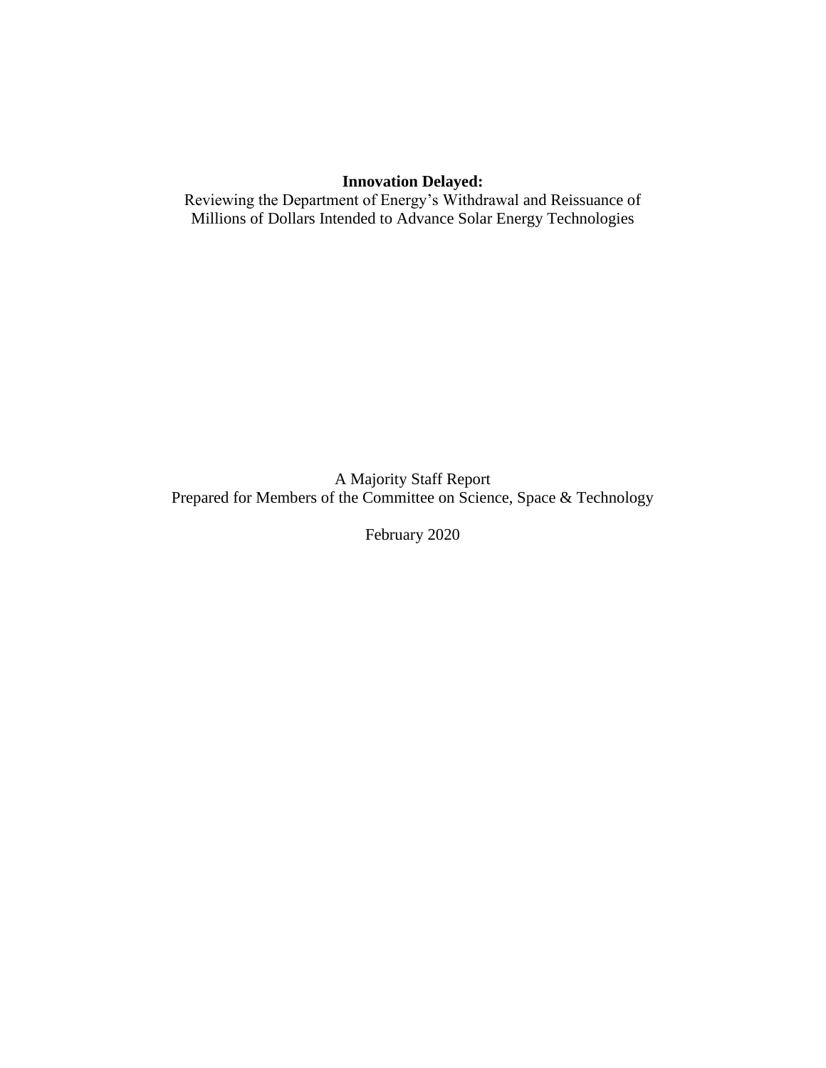# Innovation Delayed:

Reviewing the Department of Energy’s Withdrawal and Reissuance of Millions of Dollars Intended to Advance Solar Energy Technologies

A Majority Staff Report
Prepared for Members of the Committee on Science, Space & Technology

February 2020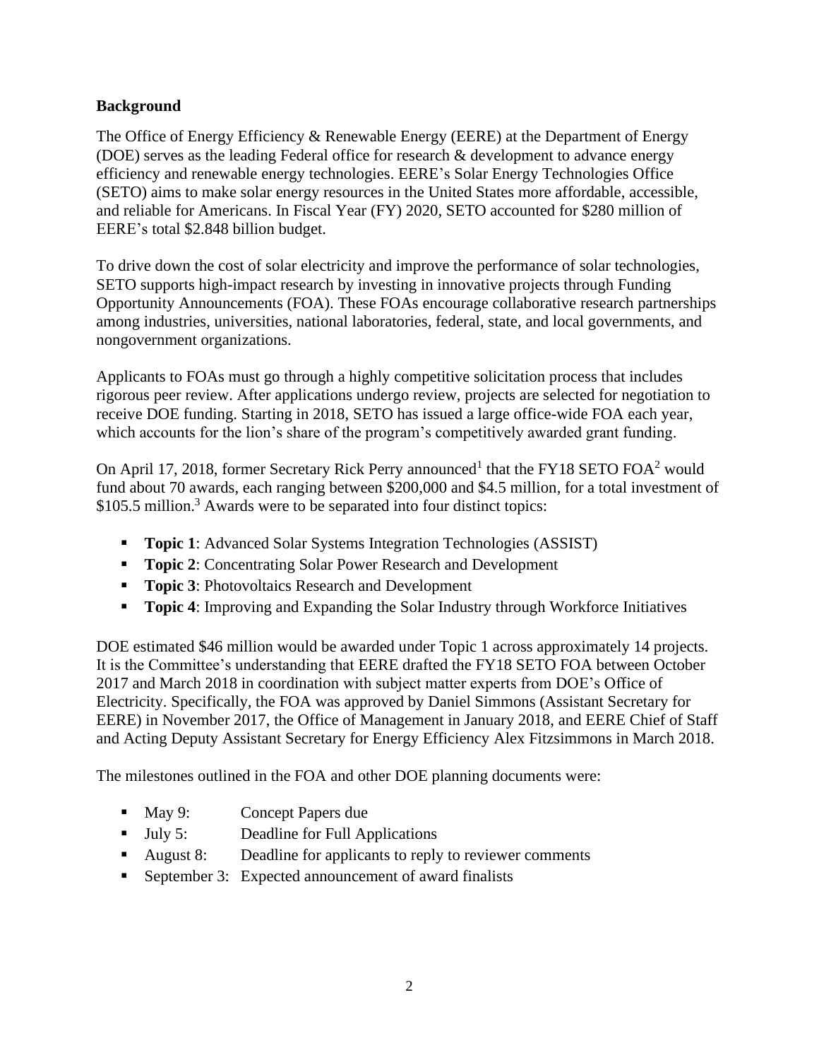**Background**

The Office of Energy Efficiency & Renewable Energy (EERE) at the Department of Energy (DOE) serves as the leading Federal office for research & development to advance energy efficiency and renewable energy technologies. EERE's Solar Energy Technologies Office (SETO) aims to make solar energy resources in the United States more affordable, accessible, and reliable for Americans. In Fiscal Year (FY) 2020, SETO accounted for $280 million of EERE's total $2.848 billion budget.

To drive down the cost of solar electricity and improve the performance of solar technologies, SETO supports high-impact research by investing in innovative projects through Funding Opportunity Announcements (FOA). These FOAs encourage collaborative research partnerships among industries, universities, national laboratories, federal, state, and local governments, and nongovernment organizations.

Applicants to FOAs must go through a highly competitive solicitation process that includes rigorous peer review. After applications undergo review, projects are selected for negotiation to receive DOE funding. Starting in 2018, SETO has issued a large office-wide FOA each year, which accounts for the lion's share of the program's competitively awarded grant funding.

On April 17, 2018, former Secretary Rick Perry announced[1] that the FY18 SETO FOA[2] would fund about 70 awards, each ranging between $200,000 and $4.5 million, for a total investment of $105.5 million.[3] Awards were to be separated into four distinct topics:

- **Topic 1**: Advanced Solar Systems Integration Technologies (ASSIST)
- **Topic 2**: Concentrating Solar Power Research and Development
- **Topic 3**: Photovoltaics Research and Development
- **Topic 4**: Improving and Expanding the Solar Industry through Workforce Initiatives

DOE estimated $46 million would be awarded under Topic 1 across approximately 14 projects. It is the Committee's understanding that EERE drafted the FY18 SETO FOA between October 2017 and March 2018 in coordination with subject matter experts from DOE's Office of Electricity. Specifically, the FOA was approved by Daniel Simmons (Assistant Secretary for EERE) in November 2017, the Office of Management in January 2018, and EERE Chief of Staff and Acting Deputy Assistant Secretary for Energy Efficiency Alex Fitzsimmons in March 2018.

The milestones outlined in the FOA and other DOE planning documents were:

- May 9: Concept Papers due
- July 5: Deadline for Full Applications
- August 8: Deadline for applicants to reply to reviewer comments
- September 3: Expected announcement of award finalists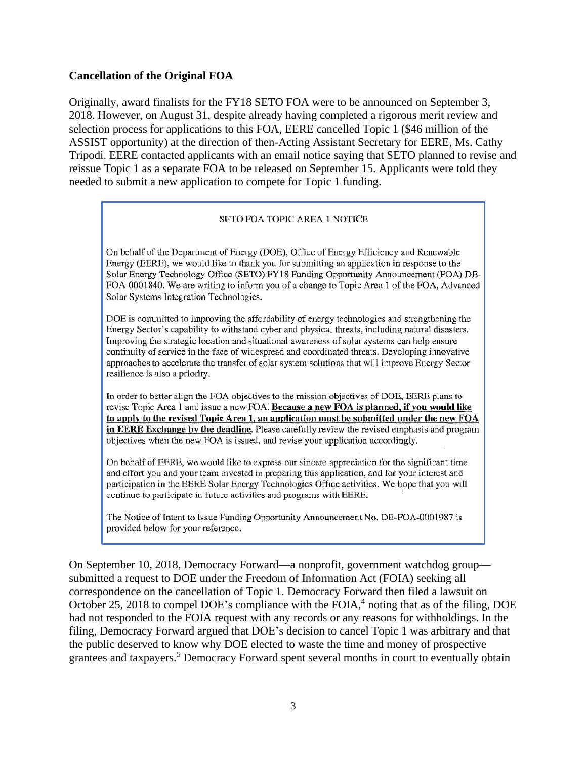## Cancellation of the Original FOA

Originally, award finalists for the FY18 SETO FOA were to be announced on September 3, 2018. However, on August 31, despite already having completed a rigorous merit review and selection process for applications to this FOA, EERE cancelled Topic 1 ($46 million of the ASSIST opportunity) at the direction of then-Acting Assistant Secretary for EERE, Ms. Cathy Tripodi. EERE contacted applicants with an email notice saying that SETO planned to revise and reissue Topic 1 as a separate FOA to be released on September 15. Applicants were told they needed to submit a new application to compete for Topic 1 funding.

> SETO FOA TOPIC AREA 1 NOTICE
>
> On behalf of the Department of Energy (DOE), Office of Energy Efficiency and Renewable Energy (EERE), we would like to thank you for submitting an application in response to the Solar Energy Technology Office (SETO) FY18 Funding Opportunity Announcement (FOA) DE-FOA-0001840. We are writing to inform you of a change to Topic Area 1 of the FOA, Advanced Solar Systems Integration Technologies.
>
> DOE is committed to improving the affordability of energy technologies and strengthening the Energy Sector's capability to withstand cyber and physical threats, including natural disasters. Improving the strategic location and situational awareness of solar systems can help ensure continuity of service in the face of widespread and coordinated threats. Developing innovative approaches to accelerate the transfer of solar system solutions that will improve Energy Sector resilience is also a priority.
>
> In order to better align the FOA objectives to the mission objectives of DOE, EERE plans to revise Topic Area 1 and issue a new FOA. **Because a new FOA is planned, if you would like to apply to the revised Topic Area 1, an application must be submitted under the new FOA in EERE Exchange by the deadline.** Please carefully review the revised emphasis and program objectives when the new FOA is issued, and revise your application accordingly.
>
> On behalf of EERE, we would like to express our sincere appreciation for the significant time and effort you and your team invested in preparing this application, and for your interest and participation in the EERE Solar Energy Technologies Office activities. We hope that you will continue to participate in future activities and programs with EERE.
>
> The Notice of Intent to Issue Funding Opportunity Announcement No. DE-FOA-0001987 is provided below for your reference.

On September 10, 2018, Democracy Forward—a nonprofit, government watchdog group—submitted a request to DOE under the Freedom of Information Act (FOIA) seeking all correspondence on the cancellation of Topic 1. Democracy Forward then filed a lawsuit on October 25, 2018 to compel DOE's compliance with the FOIA,[4] noting that as of the filing, DOE had not responded to the FOIA request with any records or any reasons for withholdings. In the filing, Democracy Forward argued that DOE's decision to cancel Topic 1 was arbitrary and that the public deserved to know why DOE elected to waste the time and money of prospective grantees and taxpayers.[5] Democracy Forward spent several months in court to eventually obtain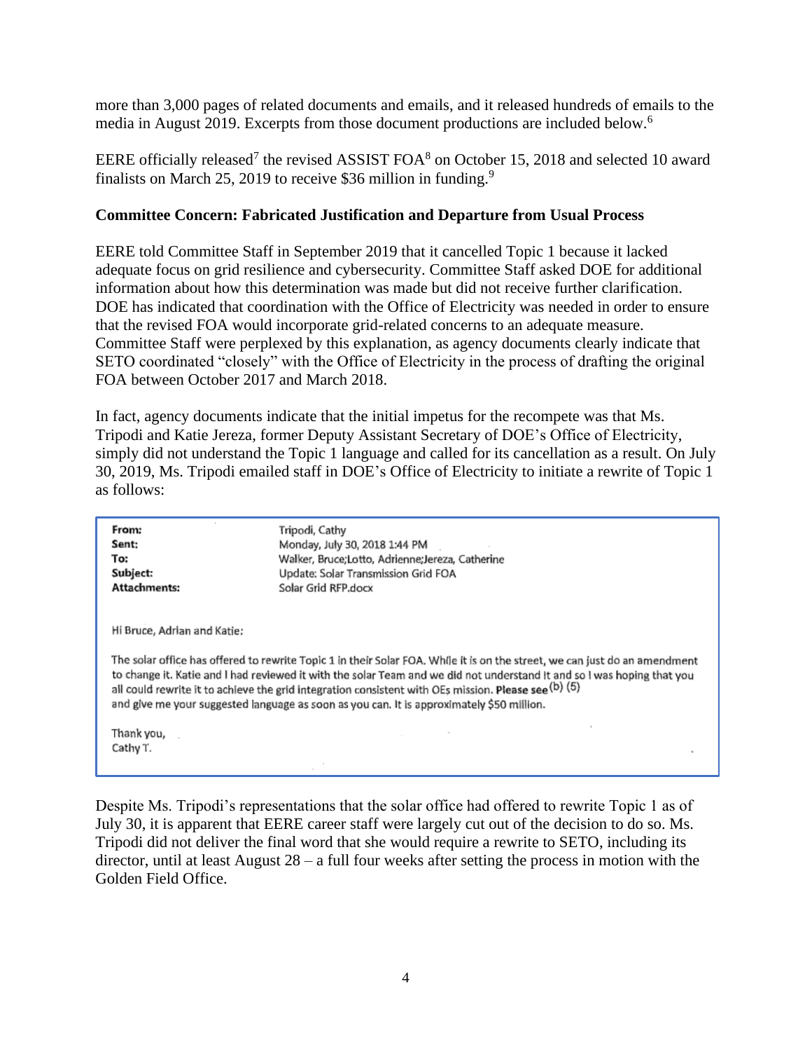more than 3,000 pages of related documents and emails, and it released hundreds of emails to the media in August 2019. Excerpts from those document productions are included below.[6]

EERE officially released[7] the revised ASSIST FOA[8] on October 15, 2018 and selected 10 award finalists on March 25, 2019 to receive $36 million in funding.[9]

**Committee Concern: Fabricated Justification and Departure from Usual Process**

EERE told Committee Staff in September 2019 that it cancelled Topic 1 because it lacked adequate focus on grid resilience and cybersecurity. Committee Staff asked DOE for additional information about how this determination was made but did not receive further clarification. DOE has indicated that coordination with the Office of Electricity was needed in order to ensure that the revised FOA would incorporate grid-related concerns to an adequate measure. Committee Staff were perplexed by this explanation, as agency documents clearly indicate that SETO coordinated "closely" with the Office of Electricity in the process of drafting the original FOA between October 2017 and March 2018.

In fact, agency documents indicate that the initial impetus for the recompete was that Ms. Tripodi and Katie Jereza, former Deputy Assistant Secretary of DOE's Office of Electricity, simply did not understand the Topic 1 language and called for its cancellation as a result. On July 30, 2019, Ms. Tripodi emailed staff in DOE's Office of Electricity to initiate a rewrite of Topic 1 as follows:

> **From:** Tripodi, Cathy
> **Sent:** Monday, July 30, 2018 1:44 PM
> **To:** Walker, Bruce;Lotto, Adrienne;Jereza, Catherine
> **Subject:** Update: Solar Transmission Grid FOA
> **Attachments:** Solar Grid RFP.docx
>
> Hi Bruce, Adrian and Katie:
>
> The solar office has offered to rewrite Topic 1 in their Solar FOA. While it is on the street, we can just do an amendment to change it. Katie and I had reviewed it with the solar Team and we did not understand it and so I was hoping that you all could rewrite it to achieve the grid integration consistent with OEs mission. **Please see** (b) (5) and give me your suggested language as soon as you can. It is approximately $50 million.
>
> Thank you,
> Cathy T.

Despite Ms. Tripodi's representations that the solar office had offered to rewrite Topic 1 as of July 30, it is apparent that EERE career staff were largely cut out of the decision to do so. Ms. Tripodi did not deliver the final word that she would require a rewrite to SETO, including its director, until at least August 28 – a full four weeks after setting the process in motion with the Golden Field Office.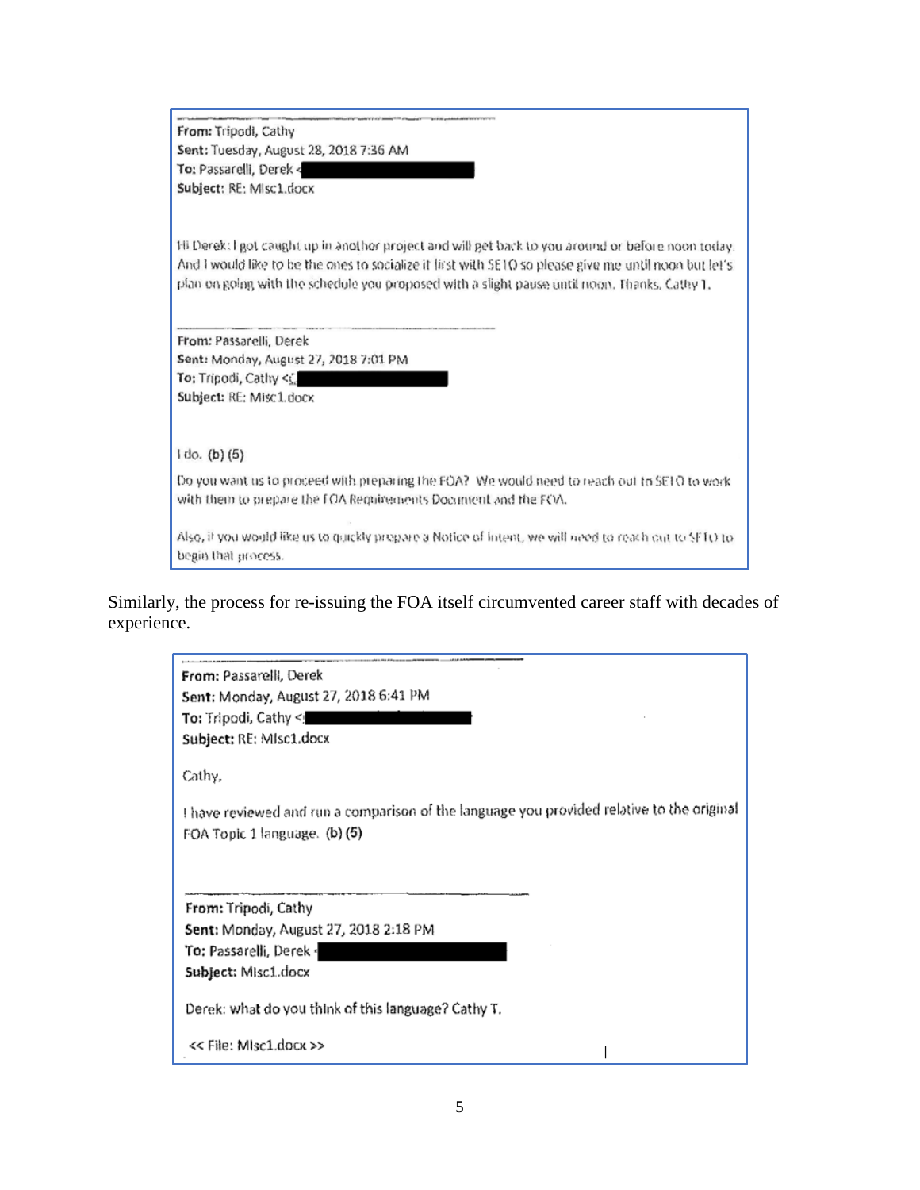**From:** Tripodi, Cathy
**Sent:** Tuesday, August 28, 2018 7:36 AM
**To:** Passarelli, Derek <
**Subject:** RE: MIsc1.docx

Hi Derek: I got caught up in another project and will get back to you around or before noon today. And I would like to be the ones to socialize it first with SETO so please give me until noon but let's plan on going with the schedule you proposed with a slight pause until noon. Thanks, Cathy T.

**From:** Passarelli, Derek
**Sent:** Monday, August 27, 2018 7:01 PM
**To:** Tripodi, Cathy <
**Subject:** RE: MIsc1.docx

I do. **(b) (5)**

Do you want us to proceed with preparing the FOA? We would need to reach out to SETO to work with them to prepare the FOA Requirements Document and the FOA.

Also, if you would like us to quickly prepare a Notice of Intent, we will need to reach out to SETO to begin that process.

Similarly, the process for re-issuing the FOA itself circumvented career staff with decades of experience.

**From:** Passarelli, Derek
**Sent:** Monday, August 27, 2018 6:41 PM
**To:** Tripodi, Cathy <
**Subject:** RE: MIsc1.docx

Cathy,

I have reviewed and run a comparison of the language you provided relative to the original FOA Topic 1 language. **(b) (5)**

**From:** Tripodi, Cathy
**Sent:** Monday, August 27, 2018 2:18 PM
**To:** Passarelli, Derek
**Subject:** MIsc1.docx

Derek: what do you think of this language? Cathy T.

<< File: MIsc1.docx >>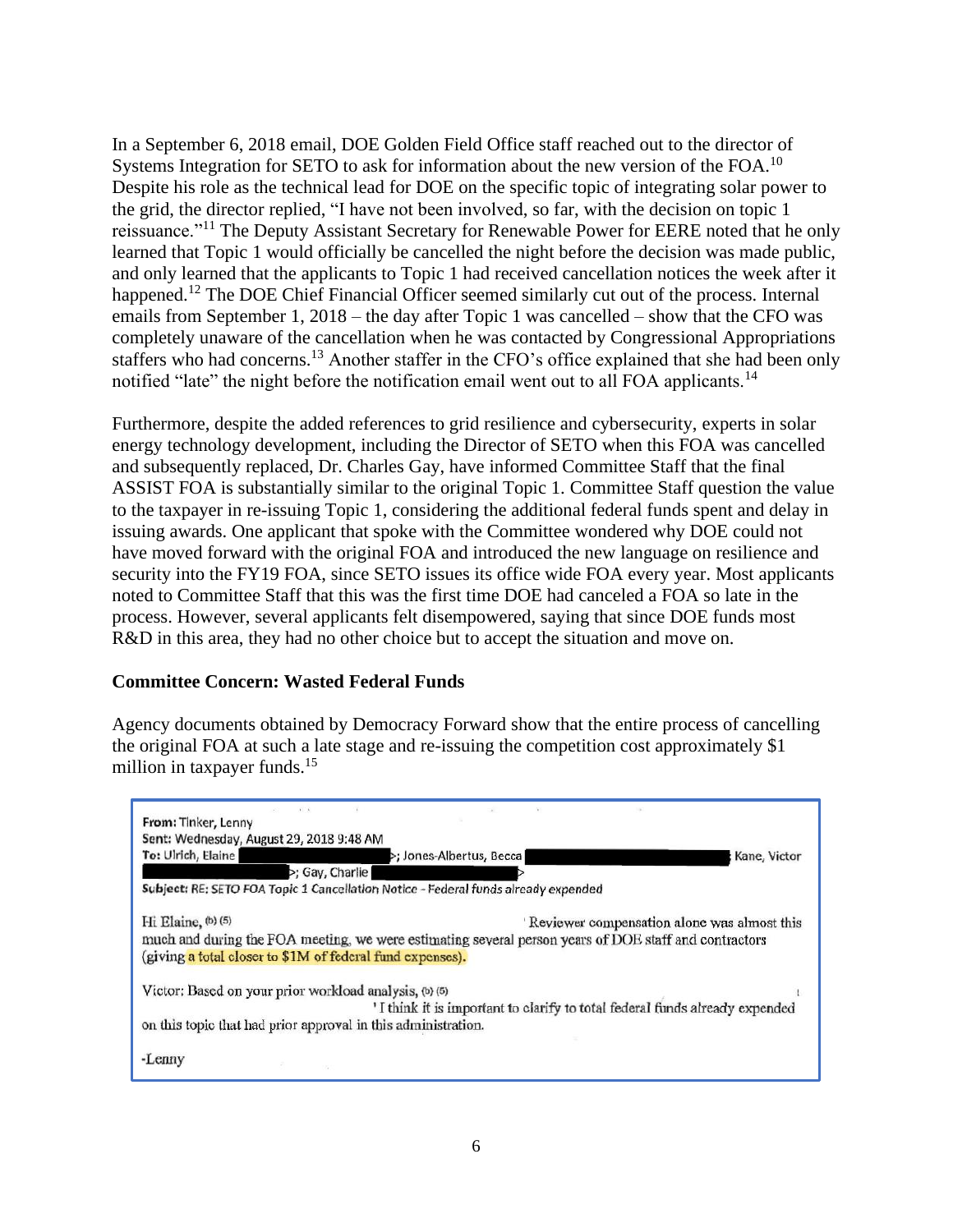In a September 6, 2018 email, DOE Golden Field Office staff reached out to the director of Systems Integration for SETO to ask for information about the new version of the FOA.[10] Despite his role as the technical lead for DOE on the specific topic of integrating solar power to the grid, the director replied, "I have not been involved, so far, with the decision on topic 1 reissuance."[11] The Deputy Assistant Secretary for Renewable Power for EERE noted that he only learned that Topic 1 would officially be cancelled the night before the decision was made public, and only learned that the applicants to Topic 1 had received cancellation notices the week after it happened.[12] The DOE Chief Financial Officer seemed similarly cut out of the process. Internal emails from September 1, 2018 – the day after Topic 1 was cancelled – show that the CFO was completely unaware of the cancellation when he was contacted by Congressional Appropriations staffers who had concerns.[13] Another staffer in the CFO's office explained that she had been only notified "late" the night before the notification email went out to all FOA applicants.[14]

Furthermore, despite the added references to grid resilience and cybersecurity, experts in solar energy technology development, including the Director of SETO when this FOA was cancelled and subsequently replaced, Dr. Charles Gay, have informed Committee Staff that the final ASSIST FOA is substantially similar to the original Topic 1. Committee Staff question the value to the taxpayer in re-issuing Topic 1, considering the additional federal funds spent and delay in issuing awards. One applicant that spoke with the Committee wondered why DOE could not have moved forward with the original FOA and introduced the new language on resilience and security into the FY19 FOA, since SETO issues its office wide FOA every year. Most applicants noted to Committee Staff that this was the first time DOE had canceled a FOA so late in the process. However, several applicants felt disempowered, saying that since DOE funds most R&D in this area, they had no other choice but to accept the situation and move on.

**Committee Concern: Wasted Federal Funds**

Agency documents obtained by Democracy Forward show that the entire process of cancelling the original FOA at such a late stage and re-issuing the competition cost approximately $1 million in taxpayer funds.[15]

**From:** Tinker, Lenny
**Sent:** Wednesday, August 29, 2018 9:48 AM
**To:** Ulrich, Elaine [redacted]; Jones-Albertus, Becca [redacted] Kane, Victor [redacted]; Gay, Charlie [redacted]
**Subject:** RE: SETO FOA Topic 1 Cancellation Notice - Federal funds already expended

Hi Elaine, (b) (5) Reviewer compensation alone was almost this much and during the FOA meeting, we were estimating several person years of DOE staff and contractors (giving a total closer to $1M of federal fund expenses).

Victor: Based on your prior workload analysis, (b) (5) I think it is important to clarify to total federal funds already expended on this topic that had prior approval in this administration.

-Lenny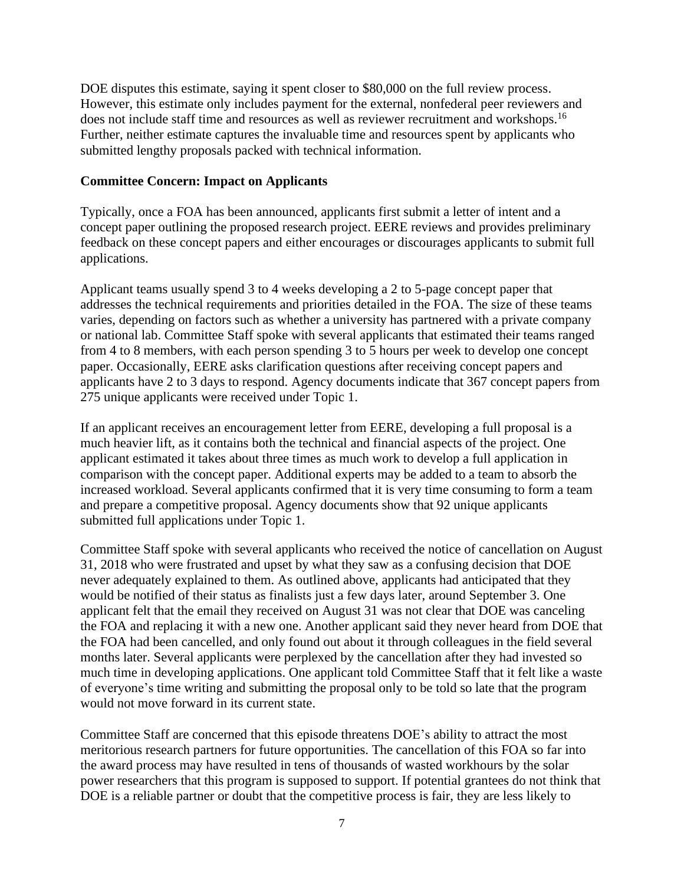DOE disputes this estimate, saying it spent closer to $80,000 on the full review process. However, this estimate only includes payment for the external, nonfederal peer reviewers and does not include staff time and resources as well as reviewer recruitment and workshops.[16] Further, neither estimate captures the invaluable time and resources spent by applicants who submitted lengthy proposals packed with technical information.

**Committee Concern: Impact on Applicants**

Typically, once a FOA has been announced, applicants first submit a letter of intent and a concept paper outlining the proposed research project. EERE reviews and provides preliminary feedback on these concept papers and either encourages or discourages applicants to submit full applications.

Applicant teams usually spend 3 to 4 weeks developing a 2 to 5-page concept paper that addresses the technical requirements and priorities detailed in the FOA. The size of these teams varies, depending on factors such as whether a university has partnered with a private company or national lab. Committee Staff spoke with several applicants that estimated their teams ranged from 4 to 8 members, with each person spending 3 to 5 hours per week to develop one concept paper. Occasionally, EERE asks clarification questions after receiving concept papers and applicants have 2 to 3 days to respond. Agency documents indicate that 367 concept papers from 275 unique applicants were received under Topic 1.

If an applicant receives an encouragement letter from EERE, developing a full proposal is a much heavier lift, as it contains both the technical and financial aspects of the project. One applicant estimated it takes about three times as much work to develop a full application in comparison with the concept paper. Additional experts may be added to a team to absorb the increased workload. Several applicants confirmed that it is very time consuming to form a team and prepare a competitive proposal. Agency documents show that 92 unique applicants submitted full applications under Topic 1.

Committee Staff spoke with several applicants who received the notice of cancellation on August 31, 2018 who were frustrated and upset by what they saw as a confusing decision that DOE never adequately explained to them. As outlined above, applicants had anticipated that they would be notified of their status as finalists just a few days later, around September 3. One applicant felt that the email they received on August 31 was not clear that DOE was canceling the FOA and replacing it with a new one. Another applicant said they never heard from DOE that the FOA had been cancelled, and only found out about it through colleagues in the field several months later. Several applicants were perplexed by the cancellation after they had invested so much time in developing applications. One applicant told Committee Staff that it felt like a waste of everyone's time writing and submitting the proposal only to be told so late that the program would not move forward in its current state.

Committee Staff are concerned that this episode threatens DOE's ability to attract the most meritorious research partners for future opportunities. The cancellation of this FOA so far into the award process may have resulted in tens of thousands of wasted workhours by the solar power researchers that this program is supposed to support. If potential grantees do not think that DOE is a reliable partner or doubt that the competitive process is fair, they are less likely to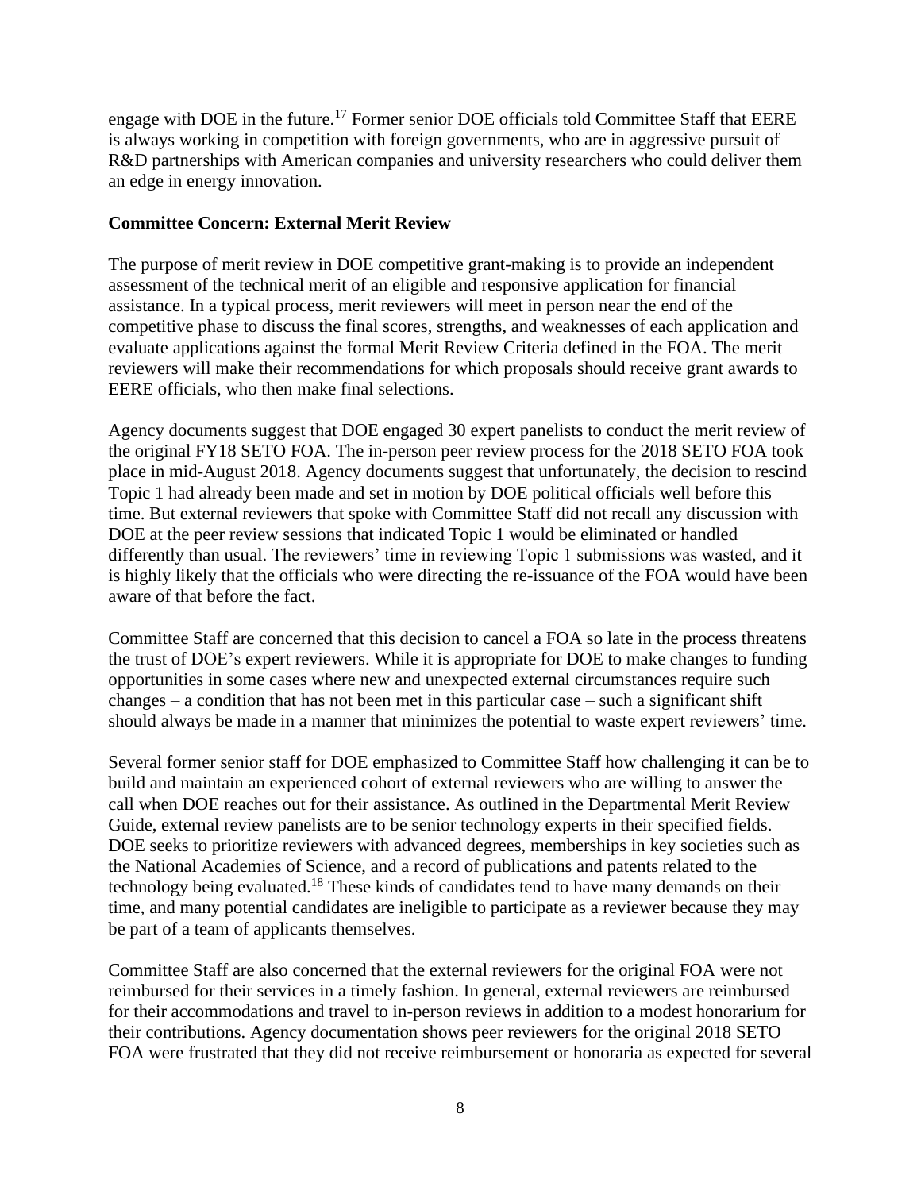engage with DOE in the future.[17] Former senior DOE officials told Committee Staff that EERE is always working in competition with foreign governments, who are in aggressive pursuit of R&D partnerships with American companies and university researchers who could deliver them an edge in energy innovation.

**Committee Concern: External Merit Review**

The purpose of merit review in DOE competitive grant-making is to provide an independent assessment of the technical merit of an eligible and responsive application for financial assistance. In a typical process, merit reviewers will meet in person near the end of the competitive phase to discuss the final scores, strengths, and weaknesses of each application and evaluate applications against the formal Merit Review Criteria defined in the FOA. The merit reviewers will make their recommendations for which proposals should receive grant awards to EERE officials, who then make final selections.

Agency documents suggest that DOE engaged 30 expert panelists to conduct the merit review of the original FY18 SETO FOA. The in-person peer review process for the 2018 SETO FOA took place in mid-August 2018. Agency documents suggest that unfortunately, the decision to rescind Topic 1 had already been made and set in motion by DOE political officials well before this time. But external reviewers that spoke with Committee Staff did not recall any discussion with DOE at the peer review sessions that indicated Topic 1 would be eliminated or handled differently than usual. The reviewers' time in reviewing Topic 1 submissions was wasted, and it is highly likely that the officials who were directing the re-issuance of the FOA would have been aware of that before the fact.

Committee Staff are concerned that this decision to cancel a FOA so late in the process threatens the trust of DOE's expert reviewers. While it is appropriate for DOE to make changes to funding opportunities in some cases where new and unexpected external circumstances require such changes – a condition that has not been met in this particular case – such a significant shift should always be made in a manner that minimizes the potential to waste expert reviewers' time.

Several former senior staff for DOE emphasized to Committee Staff how challenging it can be to build and maintain an experienced cohort of external reviewers who are willing to answer the call when DOE reaches out for their assistance. As outlined in the Departmental Merit Review Guide, external review panelists are to be senior technology experts in their specified fields. DOE seeks to prioritize reviewers with advanced degrees, memberships in key societies such as the National Academies of Science, and a record of publications and patents related to the technology being evaluated.[18] These kinds of candidates tend to have many demands on their time, and many potential candidates are ineligible to participate as a reviewer because they may be part of a team of applicants themselves.

Committee Staff are also concerned that the external reviewers for the original FOA were not reimbursed for their services in a timely fashion. In general, external reviewers are reimbursed for their accommodations and travel to in-person reviews in addition to a modest honorarium for their contributions. Agency documentation shows peer reviewers for the original 2018 SETO FOA were frustrated that they did not receive reimbursement or honoraria as expected for several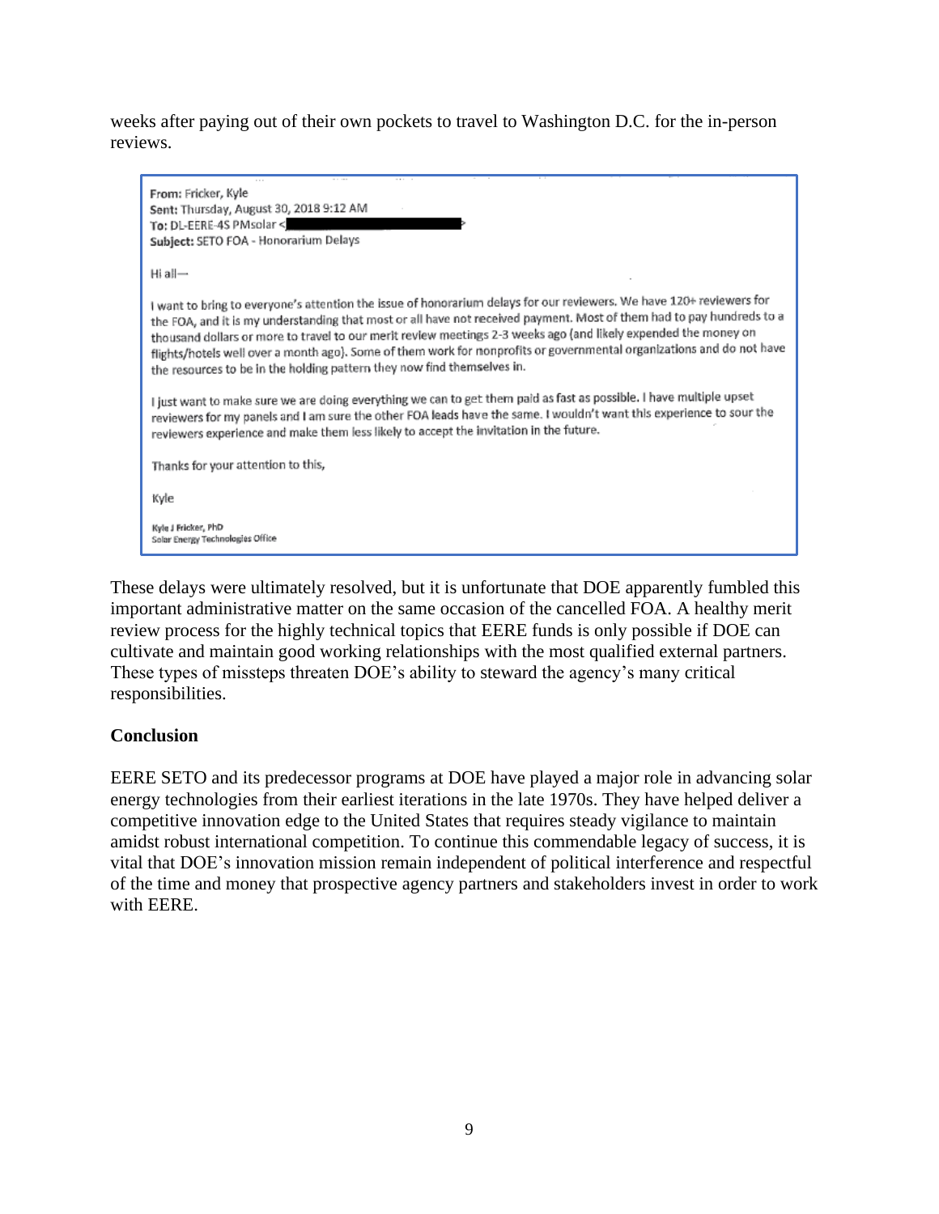weeks after paying out of their own pockets to travel to Washington D.C. for the in-person reviews.

> **From:** Fricker, Kyle
> **Sent:** Thursday, August 30, 2018 9:12 AM
> **To:** DL-EERE-4S PMsolar <
> **Subject:** SETO FOA - Honorarium Delays
>
> Hi all—
>
> I want to bring to everyone's attention the issue of honorarium delays for our reviewers. We have 120+ reviewers for the FOA, and it is my understanding that most or all have not received payment. Most of them had to pay hundreds to a thousand dollars or more to travel to our merit review meetings 2-3 weeks ago (and likely expended the money on flights/hotels well over a month ago). Some of them work for nonprofits or governmental organizations and do not have the resources to be in the holding pattern they now find themselves in.
>
> I just want to make sure we are doing everything we can to get them paid as fast as possible. I have multiple upset reviewers for my panels and I am sure the other FOA leads have the same. I wouldn't want this experience to sour the reviewers experience and make them less likely to accept the invitation in the future.
>
> Thanks for your attention to this,
>
> Kyle
>
> Kyle J Fricker, PhD
> Solar Energy Technologies Office

These delays were ultimately resolved, but it is unfortunate that DOE apparently fumbled this important administrative matter on the same occasion of the cancelled FOA. A healthy merit review process for the highly technical topics that EERE funds is only possible if DOE can cultivate and maintain good working relationships with the most qualified external partners. These types of missteps threaten DOE's ability to steward the agency's many critical responsibilities.

**Conclusion**

EERE SETO and its predecessor programs at DOE have played a major role in advancing solar energy technologies from their earliest iterations in the late 1970s. They have helped deliver a competitive innovation edge to the United States that requires steady vigilance to maintain amidst robust international competition. To continue this commendable legacy of success, it is vital that DOE's innovation mission remain independent of political interference and respectful of the time and money that prospective agency partners and stakeholders invest in order to work with EERE.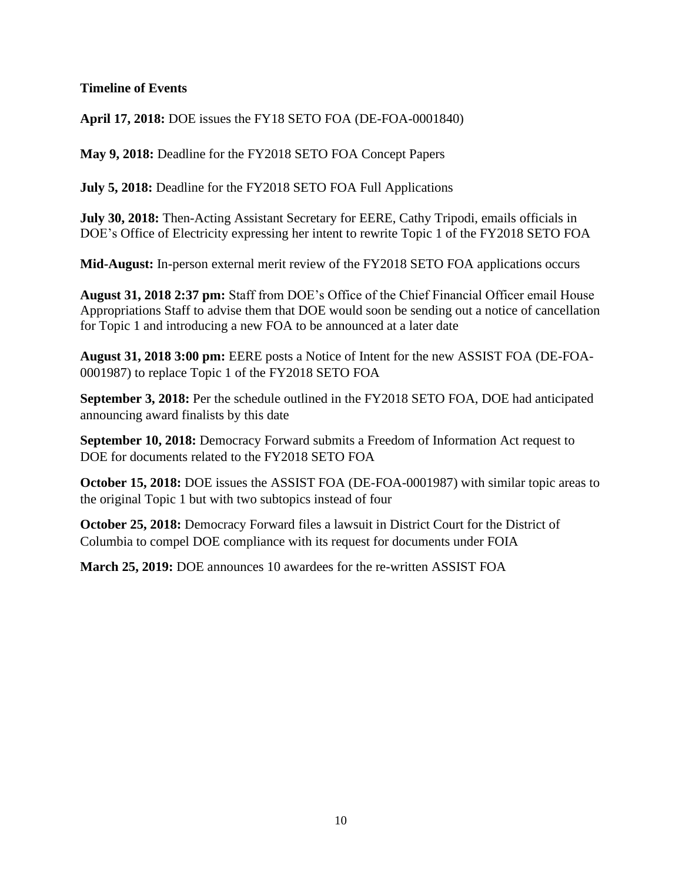**Timeline of Events**

**April 17, 2018:** DOE issues the FY18 SETO FOA (DE-FOA-0001840)

**May 9, 2018:** Deadline for the FY2018 SETO FOA Concept Papers

**July 5, 2018:** Deadline for the FY2018 SETO FOA Full Applications

**July 30, 2018:** Then-Acting Assistant Secretary for EERE, Cathy Tripodi, emails officials in DOE's Office of Electricity expressing her intent to rewrite Topic 1 of the FY2018 SETO FOA

**Mid-August:** In-person external merit review of the FY2018 SETO FOA applications occurs

**August 31, 2018 2:37 pm:** Staff from DOE's Office of the Chief Financial Officer email House Appropriations Staff to advise them that DOE would soon be sending out a notice of cancellation for Topic 1 and introducing a new FOA to be announced at a later date

**August 31, 2018 3:00 pm:** EERE posts a Notice of Intent for the new ASSIST FOA (DE-FOA-0001987) to replace Topic 1 of the FY2018 SETO FOA

**September 3, 2018:** Per the schedule outlined in the FY2018 SETO FOA, DOE had anticipated announcing award finalists by this date

**September 10, 2018:** Democracy Forward submits a Freedom of Information Act request to DOE for documents related to the FY2018 SETO FOA

**October 15, 2018:** DOE issues the ASSIST FOA (DE-FOA-0001987) with similar topic areas to the original Topic 1 but with two subtopics instead of four

**October 25, 2018:** Democracy Forward files a lawsuit in District Court for the District of Columbia to compel DOE compliance with its request for documents under FOIA

**March 25, 2019:** DOE announces 10 awardees for the re-written ASSIST FOA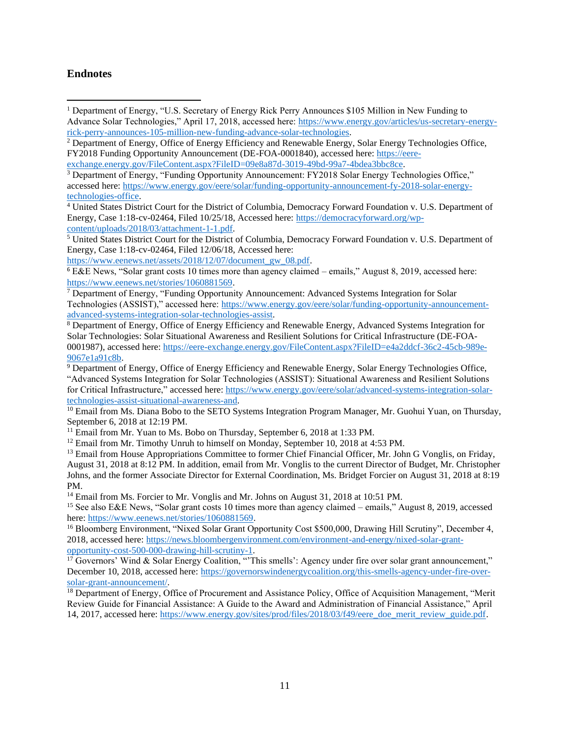## Endnotes

[1] Department of Energy, "U.S. Secretary of Energy Rick Perry Announces $105 Million in New Funding to Advance Solar Technologies," April 17, 2018, accessed here: https://www.energy.gov/articles/us-secretary-energy-rick-perry-announces-105-million-new-funding-advance-solar-technologies.

[2] Department of Energy, Office of Energy Efficiency and Renewable Energy, Solar Energy Technologies Office, FY2018 Funding Opportunity Announcement (DE-FOA-0001840), accessed here: https://eere-exchange.energy.gov/FileContent.aspx?FileID=09e8a87d-3019-49bd-99a7-4bdea3bbc8ce.

[3] Department of Energy, "Funding Opportunity Announcement: FY2018 Solar Energy Technologies Office," accessed here: https://www.energy.gov/eere/solar/funding-opportunity-announcement-fy-2018-solar-energy-technologies-office.

[4] United States District Court for the District of Columbia, Democracy Forward Foundation v. U.S. Department of Energy, Case 1:18-cv-02464, Filed 10/25/18, Accessed here: https://democracyforward.org/wp-content/uploads/2018/03/attachment-1-1.pdf.

[5] United States District Court for the District of Columbia, Democracy Forward Foundation v. U.S. Department of Energy, Case 1:18-cv-02464, Filed 12/06/18, Accessed here: https://www.eenews.net/assets/2018/12/07/document_gw_08.pdf.

[6] E&E News, "Solar grant costs 10 times more than agency claimed – emails," August 8, 2019, accessed here: https://www.eenews.net/stories/1060881569.

[7] Department of Energy, "Funding Opportunity Announcement: Advanced Systems Integration for Solar Technologies (ASSIST)," accessed here: https://www.energy.gov/eere/solar/funding-opportunity-announcement-advanced-systems-integration-solar-technologies-assist.

[8] Department of Energy, Office of Energy Efficiency and Renewable Energy, Advanced Systems Integration for Solar Technologies: Solar Situational Awareness and Resilient Solutions for Critical Infrastructure (DE-FOA-0001987), accessed here: https://eere-exchange.energy.gov/FileContent.aspx?FileID=e4a2ddcf-36c2-45cb-989e-9067e1a91c8b.

[9] Department of Energy, Office of Energy Efficiency and Renewable Energy, Solar Energy Technologies Office, "Advanced Systems Integration for Solar Technologies (ASSIST): Situational Awareness and Resilient Solutions for Critical Infrastructure," accessed here: https://www.energy.gov/eere/solar/advanced-systems-integration-solar-technologies-assist-situational-awareness-and.

[10] Email from Ms. Diana Bobo to the SETO Systems Integration Program Manager, Mr. Guohui Yuan, on Thursday, September 6, 2018 at 12:19 PM.

[11] Email from Mr. Yuan to Ms. Bobo on Thursday, September 6, 2018 at 1:33 PM.

[12] Email from Mr. Timothy Unruh to himself on Monday, September 10, 2018 at 4:53 PM.

[13] Email from House Appropriations Committee to former Chief Financial Officer, Mr. John G Vonglis, on Friday, August 31, 2018 at 8:12 PM. In addition, email from Mr. Vonglis to the current Director of Budget, Mr. Christopher Johns, and the former Associate Director for External Coordination, Ms. Bridget Forcier on August 31, 2018 at 8:19 PM.

[14] Email from Ms. Forcier to Mr. Vonglis and Mr. Johns on August 31, 2018 at 10:51 PM.

[15] See also E&E News, "Solar grant costs 10 times more than agency claimed – emails," August 8, 2019, accessed here: https://www.eenews.net/stories/1060881569.

[16] Bloomberg Environment, "Nixed Solar Grant Opportunity Cost $500,000, Drawing Hill Scrutiny", December 4, 2018, accessed here: https://news.bloombergenvironment.com/environment-and-energy/nixed-solar-grant-opportunity-cost-500-000-drawing-hill-scrutiny-1.

[17] Governors' Wind & Solar Energy Coalition, "'This smells': Agency under fire over solar grant announcement," December 10, 2018, accessed here: https://governorswindenergycoalition.org/this-smells-agency-under-fire-over-solar-grant-announcement/.

[18] Department of Energy, Office of Procurement and Assistance Policy, Office of Acquisition Management, "Merit Review Guide for Financial Assistance: A Guide to the Award and Administration of Financial Assistance," April 14, 2017, accessed here: https://www.energy.gov/sites/prod/files/2018/03/f49/eere_doe_merit_review_guide.pdf.